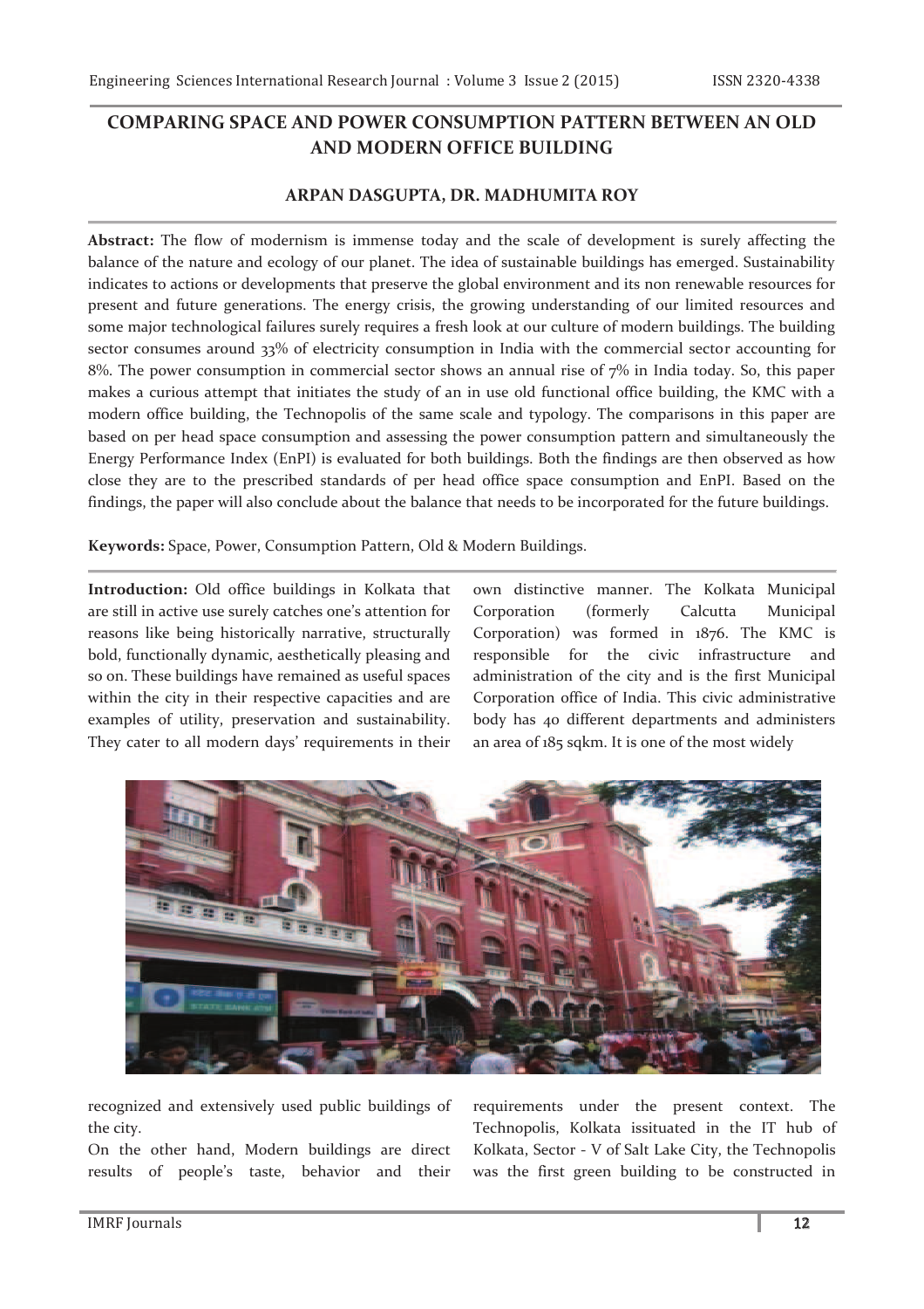# COMPARING SPACE AND POWER CONSUMPTION PATTERN BETWEEN AN OLD AND MODERN OFFICE BUILDING

**ARPAN DASGUPTA, DR. MADHUMITA ROY**

**Abstract:** The flow of modernism is immense today and the scale of development is surely affecting the balance of the nature and ecology of our planet. The idea of sustainable buildings has emerged. Sustainability indicates to actions or developments that preserve the global environment and its non renewable resources for present and future generations. The energy crisis, the growing understanding of our limited resources and some major technological failures surely requires a fresh look at our culture of modern buildings. The building sector consumes around 33% of electricity consumption in India with the commercial sector accounting for 8%. The power consumption in commercial sector shows an annual rise of 7% in India today. So, this paper makes a curious attempt that initiates the study of an in use old functional office building, the KMC with a modern office building, the Technopolis of the same scale and typology. The comparisons in this paper are based on per head space consumption and assessing the power consumption pattern and simultaneously the Energy Performance Index (EnPI) is evaluated for both buildings. Both the findings are then observed as how close they are to the prescribed standards of per head office space consumption and EnPI. Based on the findings, the paper will also conclude about the balance that needs to be incorporated for the future buildings.

**Keywords:** Space, Power, Consumption Pattern, Old & Modern Buildings.

**Introduction:** Old office buildings in Kolkata that are still in active use surely catches one's attention for reasons like being historically narrative, structurally bold, functionally dynamic, aesthetically pleasing and so on. These buildings have remained as useful spaces within the city in their respective capacities and are examples of utility, preservation and sustainability. They cater to all modern days' requirements in their own distinctive manner. The Kolkata Municipal Corporation (formerly Calcutta Municipal Corporation) was formed in 1876. The KMC is responsible for the civic infrastructure and administration of the city and is the first Municipal Corporation office of India. This civic administrative body has 40 different departments and administers an area of 185 sqkm. It is one of the most widely recognized and extensively used public buildings of the city.

On the other hand, Modern buildings are direct results of people's taste, behavior and their requirements under the present context. The Technopolis, Kolkata issituated in the IT hub of Kolkata, Sector - V of Salt Lake City, the Technopolis was the first green building to be constructed in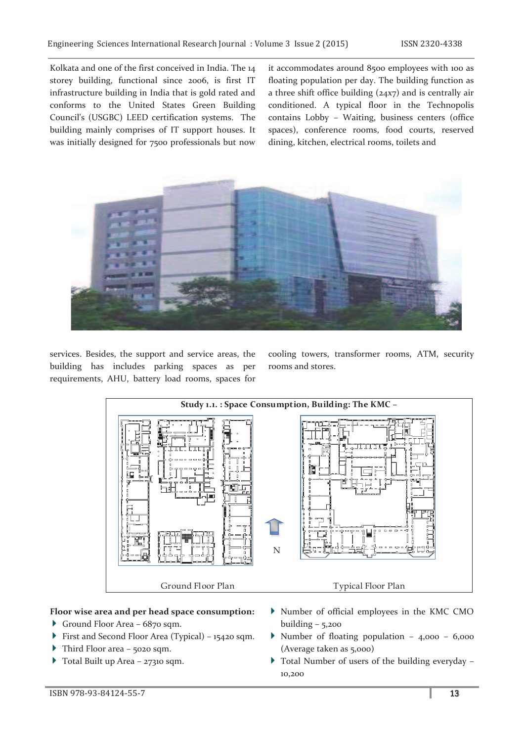Kolkata and one of the first conceived in India. The 14 storey building, functional since 2006, is first IT infrastructure building in India that is gold rated and conforms to the United States Green Building Council's (USGBC) LEED certification systems. The building mainly comprises of IT support houses. It was initially designed for 7500 professionals but now it accommodates around 8500 employees with 100 as floating population per day. The building function as a three shift office building (24x7) and is centrally air conditioned. A typical floor in the Technopolis contains Lobby – Waiting, business centers (office spaces), conference rooms, food courts, reserved dining, kitchen, electrical rooms, toilets and services. Besides, the support and service areas, the building has includes parking spaces as per requirements, AHU, battery load rooms, spaces for cooling towers, transformer rooms, ATM, security rooms and stores.

**Study 1.1. : Space Consumption, Building: The KMC –**

N

Ground Floor Plan

Typical Floor Plan

**Floor wise area and per head space consumption:**

- Ground Floor Area – 6870 sqm.
- First and Second Floor Area (Typical) – 15420 sqm.
- Third Floor area – 5020 sqm.
- Total Built up Area – 27310 sqm.
- Number of official employees in the KMC CMO building – 5,200
- Number of floating population – 4,000 – 6,000 (Average taken as 5,000)
- Total Number of users of the building everyday – 10,200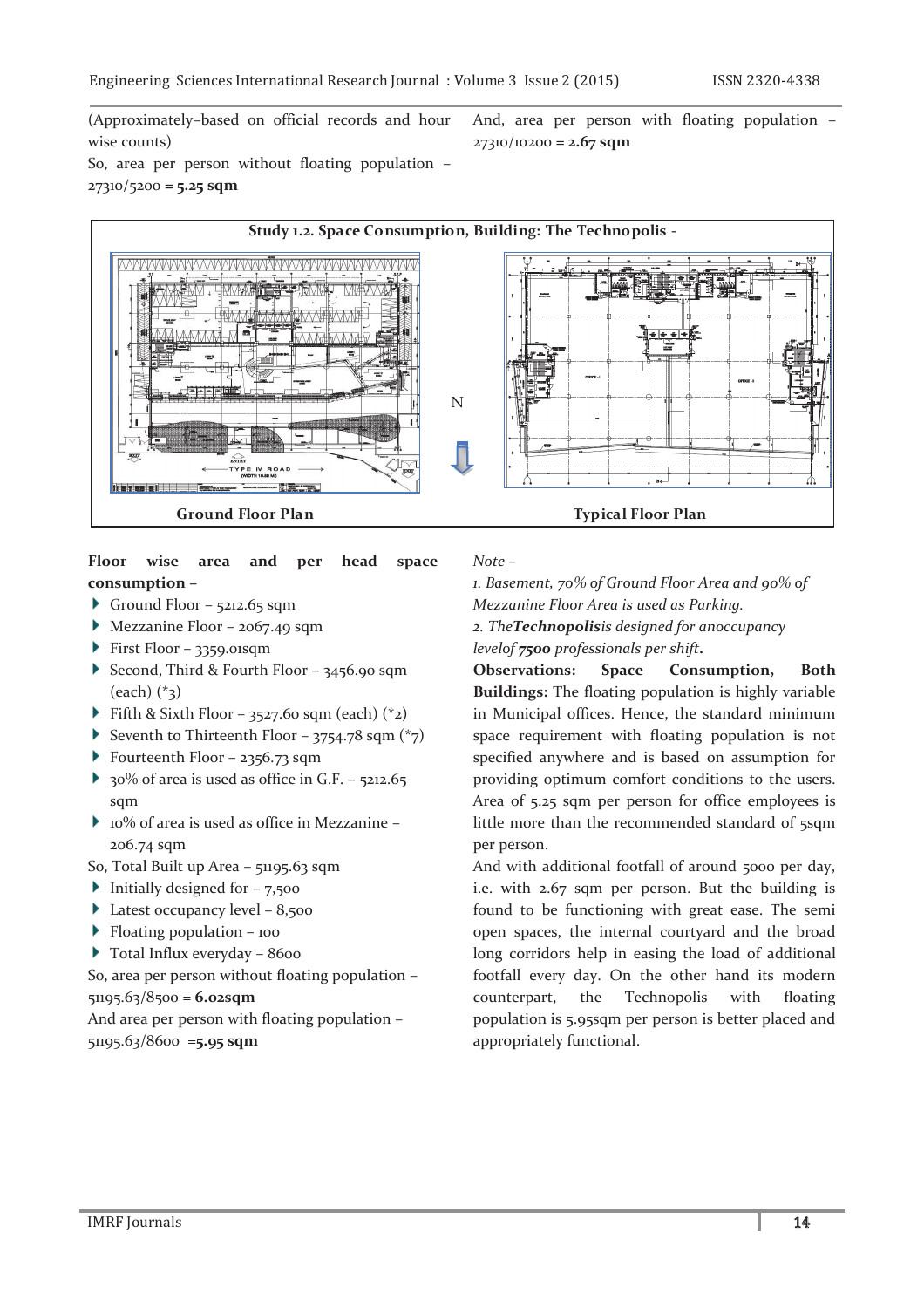(Approximately–based on official records and hour wise counts)

So, area per person without floating population – 27310/5200 = **5.25 sqm**

And, area per person with floating population – 27310/10200 = **2.67 sqm**

**Study 1.2. Space Consumption, Building: The Technopolis -**

Ground Floor Plan

Typical Floor Plan

**Floor wise area and per head space consumption –**

- Ground Floor – 5212.65 sqm
- Mezzanine Floor – 2067.49 sqm
- First Floor – 3359.01sqm
- Second, Third & Fourth Floor – 3456.90 sqm (each) (*3)
- Fifth & Sixth Floor – 3527.60 sqm (each) (*2)
- Seventh to Thirteenth Floor – 3754.78 sqm (*7)
- Fourteenth Floor – 2356.73 sqm
- 30% of area is used as office in G.F. – 5212.65 sqm
- 10% of area is used as office in Mezzanine – 206.74 sqm

So, Total Built up Area – 51195.63 sqm

- Initially designed for – 7,500
- Latest occupancy level – 8,500
- Floating population – 100
- Total Influx everyday – 8600

So, area per person without floating population – 51195.63/8500 = **6.02sqm**

And area per person with floating population – 51195.63/8600 =**5.95 sqm**

*Note –*

*1. Basement, 70% of Ground Floor Area and 90% of Mezzanine Floor Area is used as Parking.*

*2. The**Technopolis**is designed for anoccupancy levelof **7500** professionals per shift***.**

**Observations: Space Consumption, Both Buildings:** The floating population is highly variable in Municipal offices. Hence, the standard minimum space requirement with floating population is not specified anywhere and is based on assumption for providing optimum comfort conditions to the users. Area of 5.25 sqm per person for office employees is little more than the recommended standard of 5sqm per person.

And with additional footfall of around 5000 per day, i.e. with 2.67 sqm per person. But the building is found to be functioning with great ease. The semi open spaces, the internal courtyard and the broad long corridors help in easing the load of additional footfall every day. On the other hand its modern counterpart, the Technopolis with floating population is 5.95sqm per person is better placed and appropriately functional.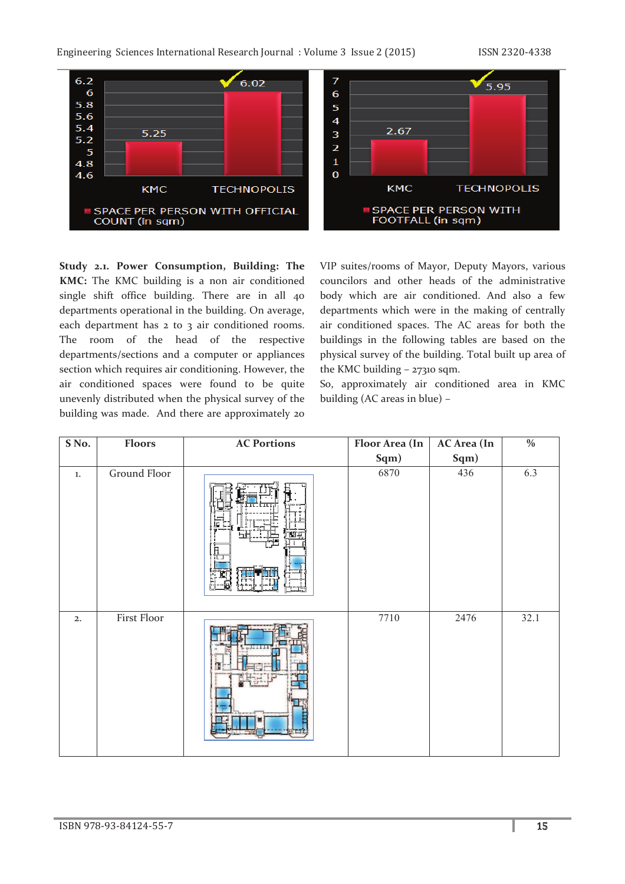**Study 2.1. Power Consumption, Building: The KMC:** The KMC building is a non air conditioned single shift office building. There are in all 40 departments operational in the building. On average, each department has 2 to 3 air conditioned rooms. The room of the head of the respective departments/sections and a computer or appliances section which requires air conditioning. However, the air conditioned spaces were found to be quite unevenly distributed when the physical survey of the building was made. And there are approximately 20 VIP suites/rooms of Mayor, Deputy Mayors, various councilors and other heads of the administrative body which are air conditioned. And also a few departments which were in the making of centrally air conditioned spaces. The AC areas for both the buildings in the following tables are based on the physical survey of the building. Total built up area of the KMC building – 27310 sqm.

So, approximately air conditioned area in KMC building (AC areas in blue) –

| S No. | Floors | AC Portions | Floor Area (In Sqm) | AC Area (In Sqm) | % |
|---|---|---|---|---|---|
| 1. | Ground Floor | | 6870 | 436 | 6.3 |
| 2. | First Floor | | 7710 | 2476 | 32.1 |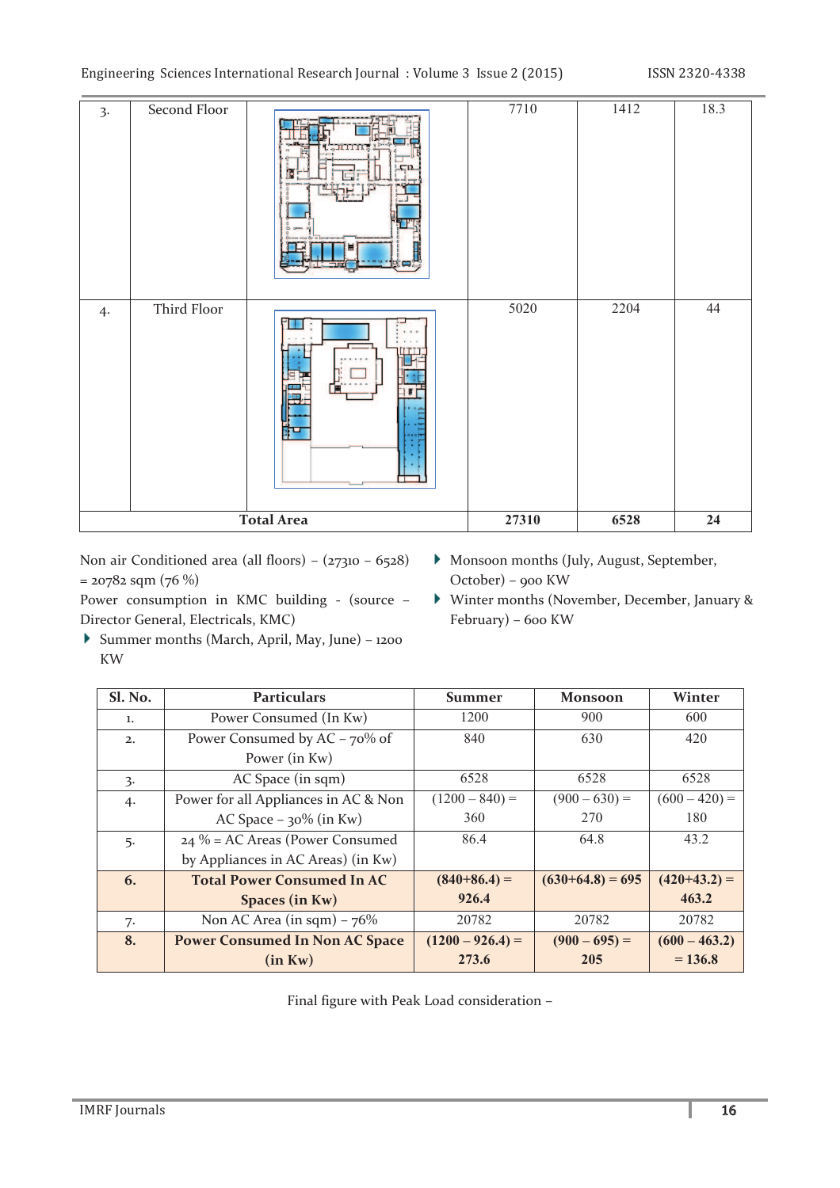| 3. | Second Floor | | 7710 | 1412 | 18.3 |
|---|---|---|---|---|---|
| 4. | Third Floor | | 5020 | 2204 | 44 |
| | **Total Area** | | **27310** | **6528** | **24** |

Non air Conditioned area (all floors) – (27310 – 6528) = 20782 sqm (76 %)

Power consumption in KMC building - (source – Director General, Electricals, KMC)

- Summer months (March, April, May, June) – 1200 KW
- Monsoon months (July, August, September, October) – 900 KW
- Winter months (November, December, January & February) – 600 KW

| Sl. No. | Particulars | Summer | Monsoon | Winter |
|---|---|---|---|---|
| 1. | Power Consumed (In Kw) | 1200 | 900 | 600 |
| 2. | Power Consumed by AC – 70% of Power (in Kw) | 840 | 630 | 420 |
| 3. | AC Space (in sqm) | 6528 | 6528 | 6528 |
| 4. | Power for all Appliances in AC & Non AC Space – 30% (in Kw) | (1200 – 840) = 360 | (900 – 630) = 270 | (600 – 420) = 180 |
| 5. | 24 % = AC Areas (Power Consumed by Appliances in AC Areas) (in Kw) | 86.4 | 64.8 | 43.2 |
| **6.** | **Total Power Consumed In AC Spaces (in Kw)** | **(840+86.4) = 926.4** | **(630+64.8) = 695** | **(420+43.2) = 463.2** |
| 7. | Non AC Area (in sqm) – 76% | 20782 | 20782 | 20782 |
| **8.** | **Power Consumed In Non AC Space (in Kw)** | **(1200 – 926.4) = 273.6** | **(900 – 695) = 205** | **(600 – 463.2) = 136.8** |

Final figure with Peak Load consideration –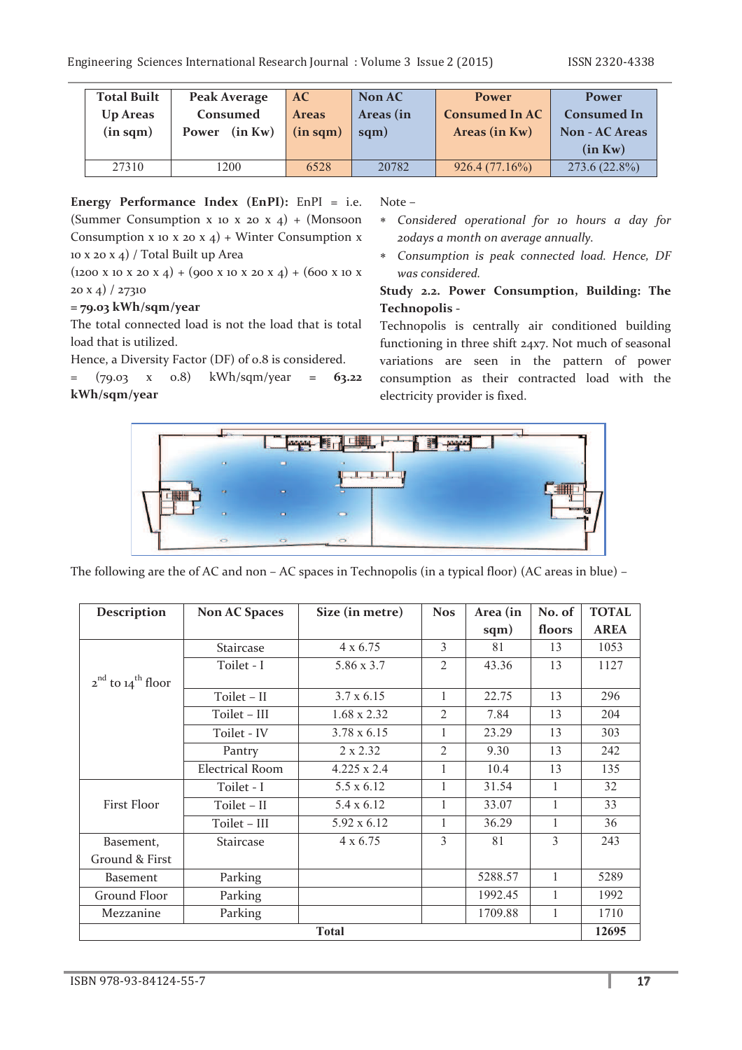| Total Built Up Areas (in sqm) | Peak Average Consumed Power (in Kw) | AC Areas (in sqm) | Non AC Areas (in sqm) | Power Consumed In AC Areas (in Kw) | Power Consumed In Non - AC Areas (in Kw) |
|---|---|---|---|---|---|
| 27310 | 1200 | 6528 | 20782 | 926.4 (77.16%) | 273.6 (22.8%) |

**Energy Performance Index (EnPI):** EnPI = i.e. (Summer Consumption x 10 x 20 x 4) + (Monsoon Consumption x 10 x 20 x 4) + Winter Consumption x 10 x 20 x 4) / Total Built up Area

(1200 x 10 x 20 x 4) + (900 x 10 x 20 x 4) + (600 x 10 x 20 x 4) / 27310

**= 79.03 kWh/sqm/year**

The total connected load is not the load that is total load that is utilized.

Hence, a Diversity Factor (DF) of 0.8 is considered.

= (79.03 x 0.8) kWh/sqm/year = **63.22 kWh/sqm/year**

Note –

- *Considered operational for 10 hours a day for 20days a month on average annually.*
- *Consumption is peak connected load. Hence, DF was considered.*

**Study 2.2. Power Consumption, Building: The Technopolis** -

Technopolis is centrally air conditioned building functioning in three shift 24x7. Not much of seasonal variations are seen in the pattern of power consumption as their contracted load with the electricity provider is fixed.

The following are the of AC and non – AC spaces in Technopolis (in a typical floor) (AC areas in blue) –

| Description | Non AC Spaces | Size (in metre) | Nos | Area (in sqm) | No. of floors | TOTAL AREA |
|---|---|---|---|---|---|---|
| 2nd to 14th floor | Staircase | 4 x 6.75 | 3 | 81 | 13 | 1053 |
| | Toilet - I | 5.86 x 3.7 | 2 | 43.36 | 13 | 1127 |
| | Toilet – II | 3.7 x 6.15 | 1 | 22.75 | 13 | 296 |
| | Toilet – III | 1.68 x 2.32 | 2 | 7.84 | 13 | 204 |
| | Toilet - IV | 3.78 x 6.15 | 1 | 23.29 | 13 | 303 |
| | Pantry | 2 x 2.32 | 2 | 9.30 | 13 | 242 |
| | Electrical Room | 4.225 x 2.4 | 1 | 10.4 | 13 | 135 |
| First Floor | Toilet - I | 5.5 x 6.12 | 1 | 31.54 | 1 | 32 |
| | Toilet – II | 5.4 x 6.12 | 1 | 33.07 | 1 | 33 |
| | Toilet – III | 5.92 x 6.12 | 1 | 36.29 | 1 | 36 |
| Basement, Ground & First | Staircase | 4 x 6.75 | 3 | 81 | 3 | 243 |
| Basement | Parking | | | 5288.57 | 1 | 5289 |
| Ground Floor | Parking | | | 1992.45 | 1 | 1992 |
| Mezzanine | Parking | | | 1709.88 | 1 | 1710 |
| Total | | | | | | 12695 |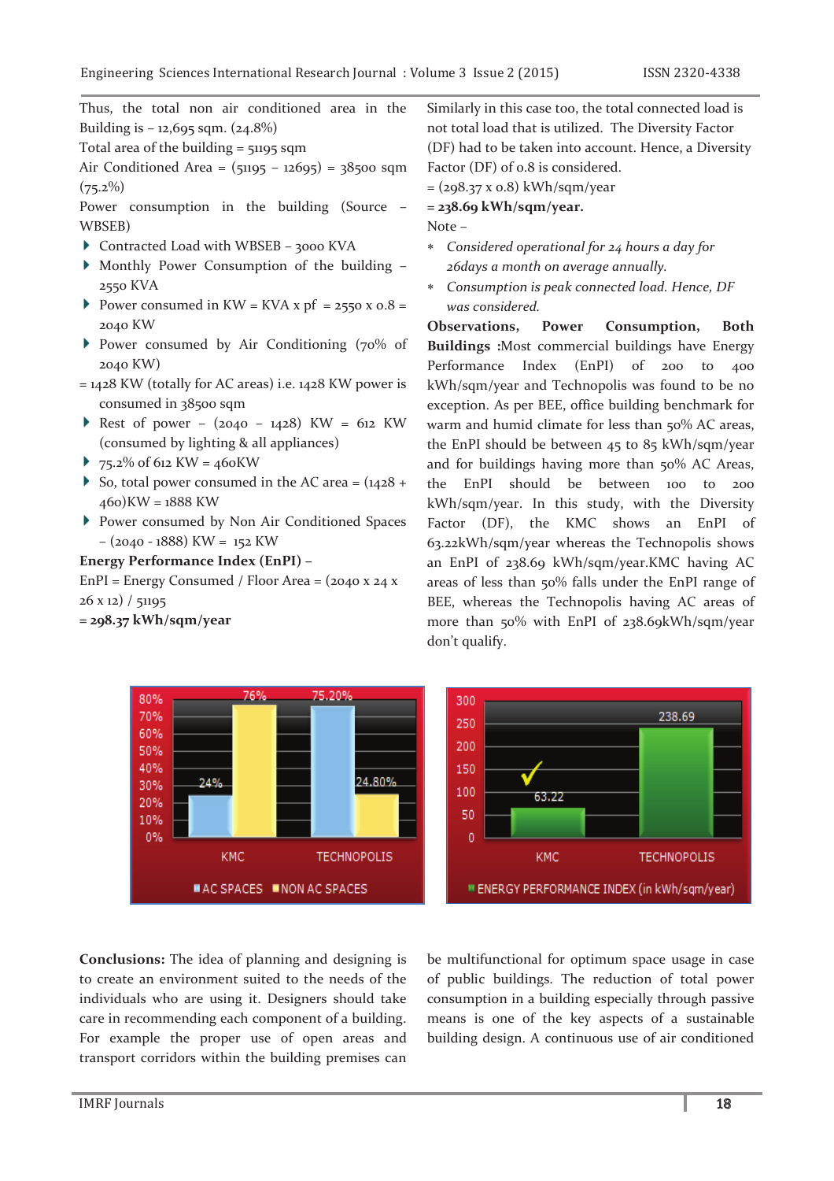Thus, the total non air conditioned area in the Building is – 12,695 sqm. (24.8%)

Total area of the building = 51195 sqm

Air Conditioned Area = (51195 – 12695) = 38500 sqm (75.2%)

Power consumption in the building (Source – WBSEB)

- Contracted Load with WBSEB – 3000 KVA
- Monthly Power Consumption of the building – 2550 KVA
- Power consumed in KW = KVA x pf = 2550 x 0.8 = 2040 KW
- Power consumed by Air Conditioning (70% of 2040 KW)

= 1428 KW (totally for AC areas) i.e. 1428 KW power is consumed in 38500 sqm

- Rest of power – (2040 – 1428) KW = 612 KW (consumed by lighting & all appliances)
- 75.2% of 612 KW = 460KW
- So, total power consumed in the AC area = (1428 + 460)KW = 1888 KW
- Power consumed by Non Air Conditioned Spaces – (2040 - 1888) KW = 152 KW

**Energy Performance Index (EnPI)** –

EnPI = Energy Consumed / Floor Area = (2040 x 24 x 26 x 12) / 51195

= **298.37 kWh/sqm/year**

Similarly in this case too, the total connected load is not total load that is utilized. The Diversity Factor (DF) had to be taken into account. Hence, a Diversity Factor (DF) of 0.8 is considered.

= (298.37 x 0.8) kWh/sqm/year

= **238.69 kWh/sqm/year.**

Note –

* *Considered operational for 24 hours a day for 26days a month on average annually.*
* *Consumption is peak connected load. Hence, DF was considered.*

**Observations, Power Consumption, Both Buildings :**Most commercial buildings have Energy Performance Index (EnPI) of 200 to 400 kWh/sqm/year and Technopolis was found to be no exception. As per BEE, office building benchmark for warm and humid climate for less than 50% AC areas, the EnPI should be between 45 to 85 kWh/sqm/year and for buildings having more than 50% AC Areas, the EnPI should be between 100 to 200 kWh/sqm/year. In this study, with the Diversity Factor (DF), the KMC shows an EnPI of 63.22kWh/sqm/year whereas the Technopolis shows an EnPI of 238.69 kWh/sqm/year.KMC having AC areas of less than 50% falls under the EnPI range of BEE, whereas the Technopolis having AC areas of more than 50% with EnPI of 238.69kWh/sqm/year don't qualify.

**Conclusions:** The idea of planning and designing is to create an environment suited to the needs of the individuals who are using it. Designers should take care in recommending each component of a building. For example the proper use of open areas and transport corridors within the building premises can be multifunctional for optimum space usage in case of public buildings. The reduction of total power consumption in a building especially through passive means is one of the key aspects of a sustainable building design. A continuous use of air conditioned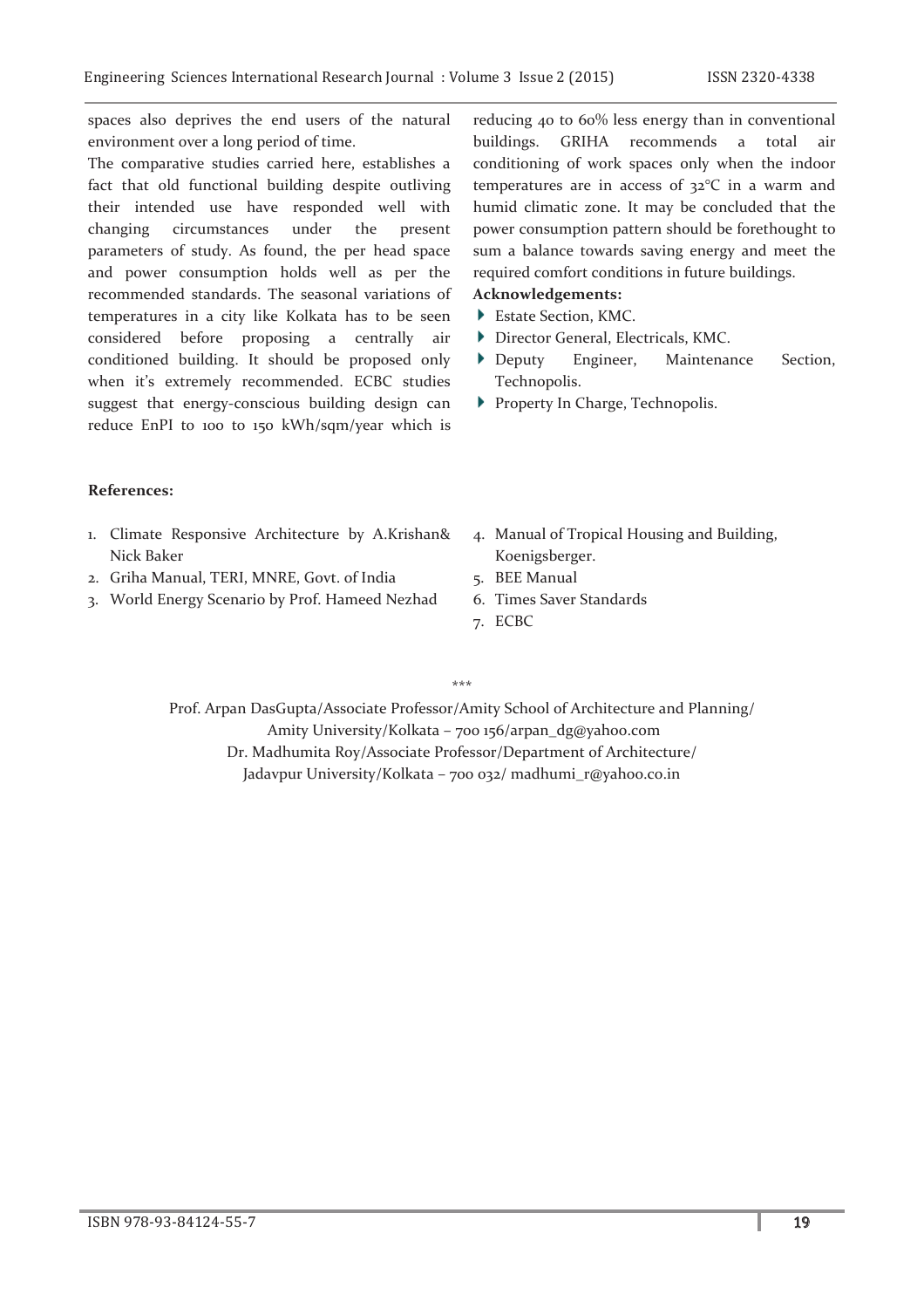spaces also deprives the end users of the natural environment over a long period of time.

The comparative studies carried here, establishes a fact that old functional building despite outliving their intended use have responded well with changing circumstances under the present parameters of study. As found, the per head space and power consumption holds well as per the recommended standards. The seasonal variations of temperatures in a city like Kolkata has to be seen considered before proposing a centrally air conditioned building. It should be proposed only when it's extremely recommended. ECBC studies suggest that energy-conscious building design can reduce EnPI to 100 to 150 kWh/sqm/year which is reducing 40 to 60% less energy than in conventional buildings. GRIHA recommends a total air conditioning of work spaces only when the indoor temperatures are in access of 32°C in a warm and humid climatic zone. It may be concluded that the power consumption pattern should be forethought to sum a balance towards saving energy and meet the required comfort conditions in future buildings.

**Acknowledgements:**

- Estate Section, KMC.
- Director General, Electricals, KMC.
- Deputy Engineer, Maintenance Section, Technopolis.
- Property In Charge, Technopolis.

**References:**

1. Climate Responsive Architecture by A.Krishan& Nick Baker
2. Griha Manual, TERI, MNRE, Govt. of India
3. World Energy Scenario by Prof. Hameed Nezhad
4. Manual of Tropical Housing and Building, Koenigsberger.
5. BEE Manual
6. Times Saver Standards
7. ECBC

\*\*\*

Prof. Arpan DasGupta/Associate Professor/Amity School of Architecture and Planning/ Amity University/Kolkata – 700 156/arpan_dg@yahoo.com

Dr. Madhumita Roy/Associate Professor/Department of Architecture/ Jadavpur University/Kolkata – 700 032/ madhumi_r@yahoo.co.in